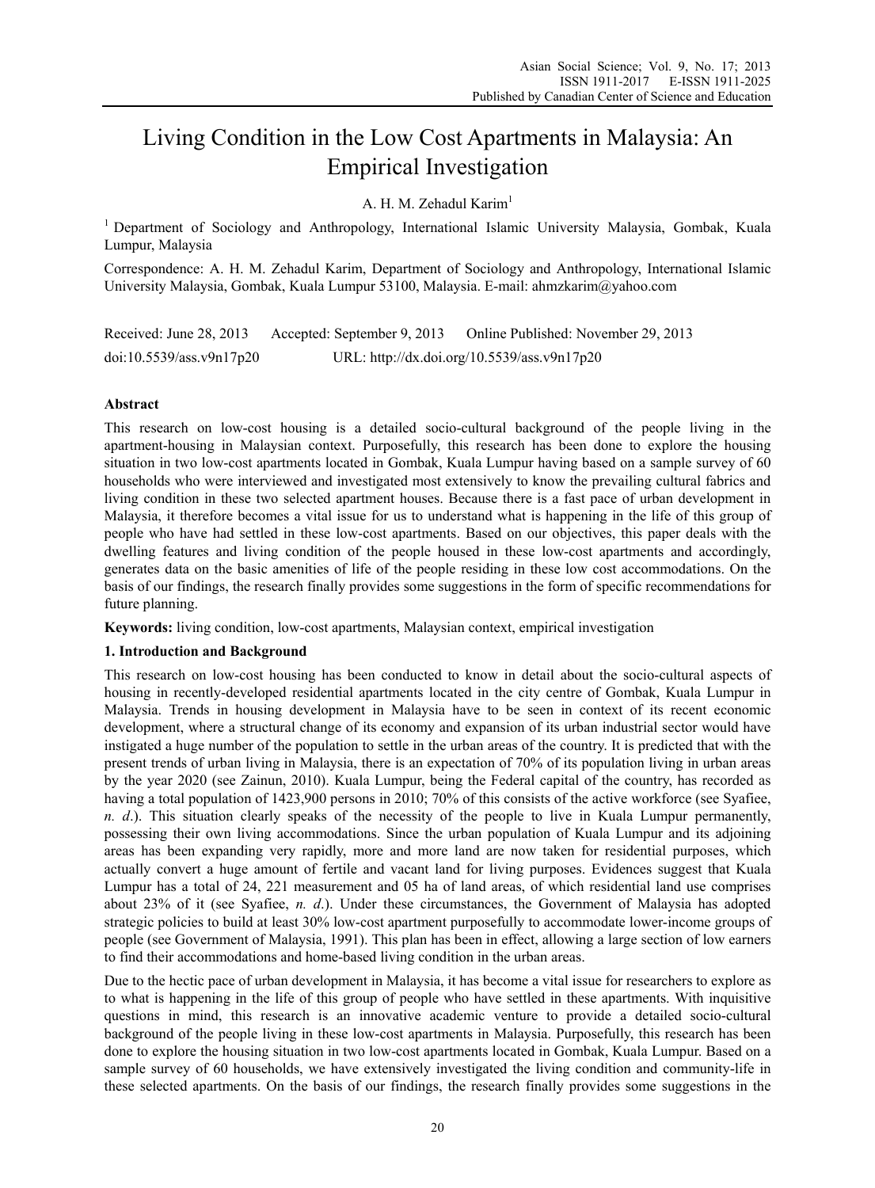# Living Condition in the Low Cost Apartments in Malaysia: An Empirical Investigation

A. H. M. Zehadul Karim[1]

[1] Department of Sociology and Anthropology, International Islamic University Malaysia, Gombak, Kuala Lumpur, Malaysia

Correspondence: A. H. M. Zehadul Karim, Department of Sociology and Anthropology, International Islamic University Malaysia, Gombak, Kuala Lumpur 53100, Malaysia. E-mail: ahmzkarim@yahoo.com

Received: June 28, 2013 Accepted: September 9, 2013 Online Published: November 29, 2013

doi:10.5539/ass.v9n17p20 URL: http://dx.doi.org/10.5539/ass.v9n17p20

## Abstract

This research on low-cost housing is a detailed socio-cultural background of the people living in the apartment-housing in Malaysian context. Purposefully, this research has been done to explore the housing situation in two low-cost apartments located in Gombak, Kuala Lumpur having based on a sample survey of 60 households who were interviewed and investigated most extensively to know the prevailing cultural fabrics and living condition in these two selected apartment houses. Because there is a fast pace of urban development in Malaysia, it therefore becomes a vital issue for us to understand what is happening in the life of this group of people who have had settled in these low-cost apartments. Based on our objectives, this paper deals with the dwelling features and living condition of the people housed in these low-cost apartments and accordingly, generates data on the basic amenities of life of the people residing in these low cost accommodations. On the basis of our findings, the research finally provides some suggestions in the form of specific recommendations for future planning.

**Keywords:** living condition, low-cost apartments, Malaysian context, empirical investigation

## 1. Introduction and Background

This research on low-cost housing has been conducted to know in detail about the socio-cultural aspects of housing in recently-developed residential apartments located in the city centre of Gombak, Kuala Lumpur in Malaysia. Trends in housing development in Malaysia have to be seen in context of its recent economic development, where a structural change of its economy and expansion of its urban industrial sector would have instigated a huge number of the population to settle in the urban areas of the country. It is predicted that with the present trends of urban living in Malaysia, there is an expectation of 70% of its population living in urban areas by the year 2020 (see Zainun, 2010). Kuala Lumpur, being the Federal capital of the country, has recorded as having a total population of 1423,900 persons in 2010; 70% of this consists of the active workforce (see Syafiee, *n. d.*). This situation clearly speaks of the necessity of the people to live in Kuala Lumpur permanently, possessing their own living accommodations. Since the urban population of Kuala Lumpur and its adjoining areas has been expanding very rapidly, more and more land are now taken for residential purposes, which actually convert a huge amount of fertile and vacant land for living purposes. Evidences suggest that Kuala Lumpur has a total of 24, 221 measurement and 05 ha of land areas, of which residential land use comprises about 23% of it (see Syafiee, *n. d.*). Under these circumstances, the Government of Malaysia has adopted strategic policies to build at least 30% low-cost apartment purposefully to accommodate lower-income groups of people (see Government of Malaysia, 1991). This plan has been in effect, allowing a large section of low earners to find their accommodations and home-based living condition in the urban areas.

Due to the hectic pace of urban development in Malaysia, it has become a vital issue for researchers to explore as to what is happening in the life of this group of people who have settled in these apartments. With inquisitive questions in mind, this research is an innovative academic venture to provide a detailed socio-cultural background of the people living in these low-cost apartments in Malaysia. Purposefully, this research has been done to explore the housing situation in two low-cost apartments located in Gombak, Kuala Lumpur. Based on a sample survey of 60 households, we have extensively investigated the living condition and community-life in these selected apartments. On the basis of our findings, the research finally provides some suggestions in the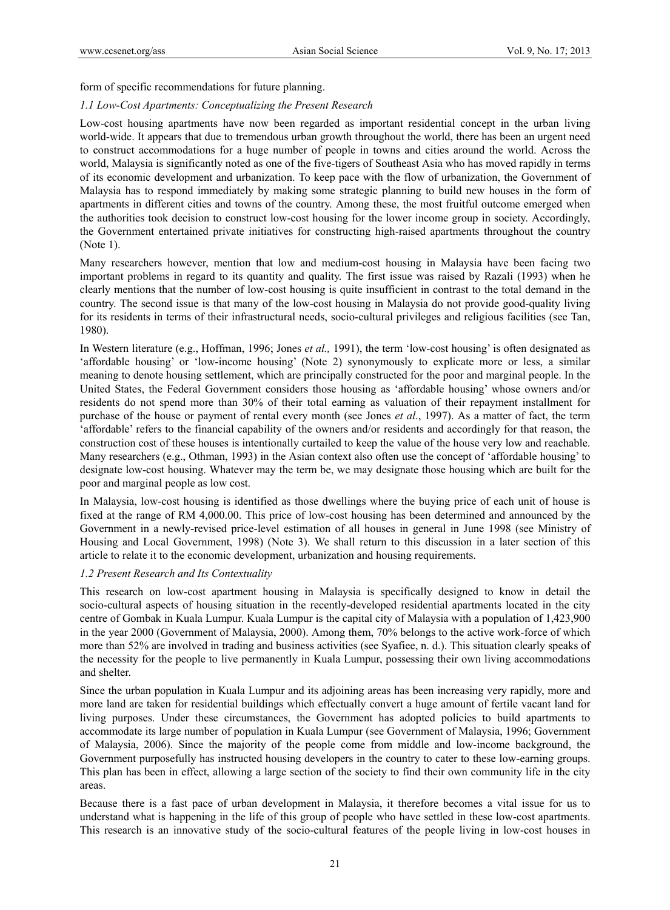form of specific recommendations for future planning.

### *1.1 Low-Cost Apartments: Conceptualizing the Present Research*

Low-cost housing apartments have now been regarded as important residential concept in the urban living world-wide. It appears that due to tremendous urban growth throughout the world, there has been an urgent need to construct accommodations for a huge number of people in towns and cities around the world. Across the world, Malaysia is significantly noted as one of the five-tigers of Southeast Asia who has moved rapidly in terms of its economic development and urbanization. To keep pace with the flow of urbanization, the Government of Malaysia has to respond immediately by making some strategic planning to build new houses in the form of apartments in different cities and towns of the country. Among these, the most fruitful outcome emerged when the authorities took decision to construct low-cost housing for the lower income group in society. Accordingly, the Government entertained private initiatives for constructing high-raised apartments throughout the country (Note 1).

Many researchers however, mention that low and medium-cost housing in Malaysia have been facing two important problems in regard to its quantity and quality. The first issue was raised by Razali (1993) when he clearly mentions that the number of low-cost housing is quite insufficient in contrast to the total demand in the country. The second issue is that many of the low-cost housing in Malaysia do not provide good-quality living for its residents in terms of their infrastructural needs, socio-cultural privileges and religious facilities (see Tan, 1980).

In Western literature (e.g., Hoffman, 1996; Jones *et al.,* 1991), the term 'low-cost housing' is often designated as 'affordable housing' or 'low-income housing' (Note 2) synonymously to explicate more or less, a similar meaning to denote housing settlement, which are principally constructed for the poor and marginal people. In the United States, the Federal Government considers those housing as 'affordable housing' whose owners and/or residents do not spend more than 30% of their total earning as valuation of their repayment installment for purchase of the house or payment of rental every month (see Jones *et al*., 1997). As a matter of fact, the term 'affordable' refers to the financial capability of the owners and/or residents and accordingly for that reason, the construction cost of these houses is intentionally curtailed to keep the value of the house very low and reachable. Many researchers (e.g., Othman, 1993) in the Asian context also often use the concept of 'affordable housing' to designate low-cost housing. Whatever may the term be, we may designate those housing which are built for the poor and marginal people as low cost.

In Malaysia, low-cost housing is identified as those dwellings where the buying price of each unit of house is fixed at the range of RM 4,000.00. This price of low-cost housing has been determined and announced by the Government in a newly-revised price-level estimation of all houses in general in June 1998 (see Ministry of Housing and Local Government, 1998) (Note 3). We shall return to this discussion in a later section of this article to relate it to the economic development, urbanization and housing requirements.

### *1.2 Present Research and Its Contextuality*

This research on low-cost apartment housing in Malaysia is specifically designed to know in detail the socio-cultural aspects of housing situation in the recently-developed residential apartments located in the city centre of Gombak in Kuala Lumpur. Kuala Lumpur is the capital city of Malaysia with a population of 1,423,900 in the year 2000 (Government of Malaysia, 2000). Among them, 70% belongs to the active work-force of which more than 52% are involved in trading and business activities (see Syafiee, n. d.). This situation clearly speaks of the necessity for the people to live permanently in Kuala Lumpur, possessing their own living accommodations and shelter.

Since the urban population in Kuala Lumpur and its adjoining areas has been increasing very rapidly, more and more land are taken for residential buildings which effectually convert a huge amount of fertile vacant land for living purposes. Under these circumstances, the Government has adopted policies to build apartments to accommodate its large number of population in Kuala Lumpur (see Government of Malaysia, 1996; Government of Malaysia, 2006). Since the majority of the people come from middle and low-income background, the Government purposefully has instructed housing developers in the country to cater to these low-earning groups. This plan has been in effect, allowing a large section of the society to find their own community life in the city areas.

Because there is a fast pace of urban development in Malaysia, it therefore becomes a vital issue for us to understand what is happening in the life of this group of people who have settled in these low-cost apartments. This research is an innovative study of the socio-cultural features of the people living in low-cost houses in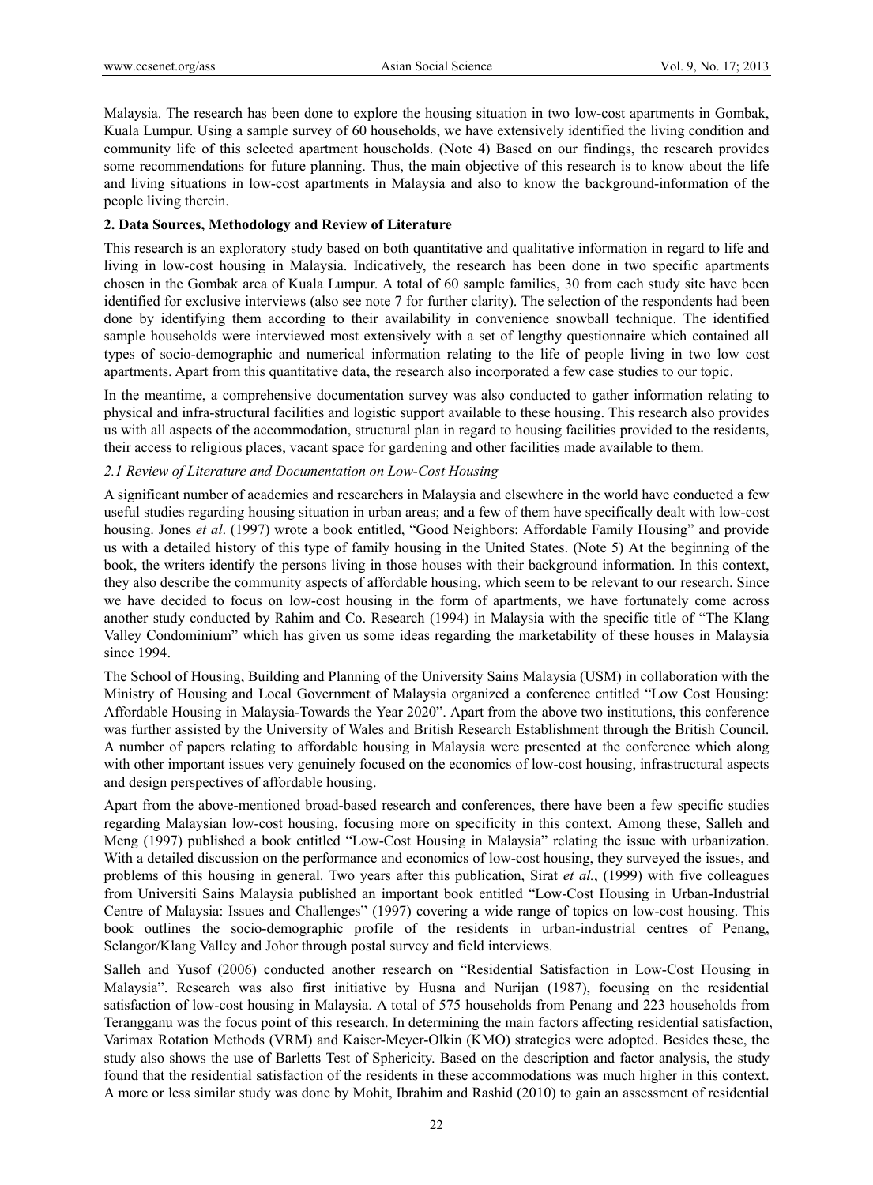Malaysia. The research has been done to explore the housing situation in two low-cost apartments in Gombak, Kuala Lumpur. Using a sample survey of 60 households, we have extensively identified the living condition and community life of this selected apartment households. (Note 4) Based on our findings, the research provides some recommendations for future planning. Thus, the main objective of this research is to know about the life and living situations in low-cost apartments in Malaysia and also to know the background-information of the people living therein.

## 2. Data Sources, Methodology and Review of Literature

This research is an exploratory study based on both quantitative and qualitative information in regard to life and living in low-cost housing in Malaysia. Indicatively, the research has been done in two specific apartments chosen in the Gombak area of Kuala Lumpur. A total of 60 sample families, 30 from each study site have been identified for exclusive interviews (also see note 7 for further clarity). The selection of the respondents had been done by identifying them according to their availability in convenience snowball technique. The identified sample households were interviewed most extensively with a set of lengthy questionnaire which contained all types of socio-demographic and numerical information relating to the life of people living in two low cost apartments. Apart from this quantitative data, the research also incorporated a few case studies to our topic.

In the meantime, a comprehensive documentation survey was also conducted to gather information relating to physical and infra-structural facilities and logistic support available to these housing. This research also provides us with all aspects of the accommodation, structural plan in regard to housing facilities provided to the residents, their access to religious places, vacant space for gardening and other facilities made available to them.

### *2.1 Review of Literature and Documentation on Low-Cost Housing*

A significant number of academics and researchers in Malaysia and elsewhere in the world have conducted a few useful studies regarding housing situation in urban areas; and a few of them have specifically dealt with low-cost housing. Jones *et al*. (1997) wrote a book entitled, "Good Neighbors: Affordable Family Housing" and provide us with a detailed history of this type of family housing in the United States. (Note 5) At the beginning of the book, the writers identify the persons living in those houses with their background information. In this context, they also describe the community aspects of affordable housing, which seem to be relevant to our research. Since we have decided to focus on low-cost housing in the form of apartments, we have fortunately come across another study conducted by Rahim and Co. Research (1994) in Malaysia with the specific title of "The Klang Valley Condominium" which has given us some ideas regarding the marketability of these houses in Malaysia since 1994.

The School of Housing, Building and Planning of the University Sains Malaysia (USM) in collaboration with the Ministry of Housing and Local Government of Malaysia organized a conference entitled "Low Cost Housing: Affordable Housing in Malaysia-Towards the Year 2020". Apart from the above two institutions, this conference was further assisted by the University of Wales and British Research Establishment through the British Council. A number of papers relating to affordable housing in Malaysia were presented at the conference which along with other important issues very genuinely focused on the economics of low-cost housing, infrastructural aspects and design perspectives of affordable housing.

Apart from the above-mentioned broad-based research and conferences, there have been a few specific studies regarding Malaysian low-cost housing, focusing more on specificity in this context. Among these, Salleh and Meng (1997) published a book entitled "Low-Cost Housing in Malaysia" relating the issue with urbanization. With a detailed discussion on the performance and economics of low-cost housing, they surveyed the issues, and problems of this housing in general. Two years after this publication, Sirat *et al.*, (1999) with five colleagues from Universiti Sains Malaysia published an important book entitled "Low-Cost Housing in Urban-Industrial Centre of Malaysia: Issues and Challenges" (1997) covering a wide range of topics on low-cost housing. This book outlines the socio-demographic profile of the residents in urban-industrial centres of Penang, Selangor/Klang Valley and Johor through postal survey and field interviews.

Salleh and Yusof (2006) conducted another research on "Residential Satisfaction in Low-Cost Housing in Malaysia". Research was also first initiative by Husna and Nurijan (1987), focusing on the residential satisfaction of low-cost housing in Malaysia. A total of 575 households from Penang and 223 households from Terangganu was the focus point of this research. In determining the main factors affecting residential satisfaction, Varimax Rotation Methods (VRM) and Kaiser-Meyer-Olkin (KMO) strategies were adopted. Besides these, the study also shows the use of Barletts Test of Sphericity. Based on the description and factor analysis, the study found that the residential satisfaction of the residents in these accommodations was much higher in this context. A more or less similar study was done by Mohit, Ibrahim and Rashid (2010) to gain an assessment of residential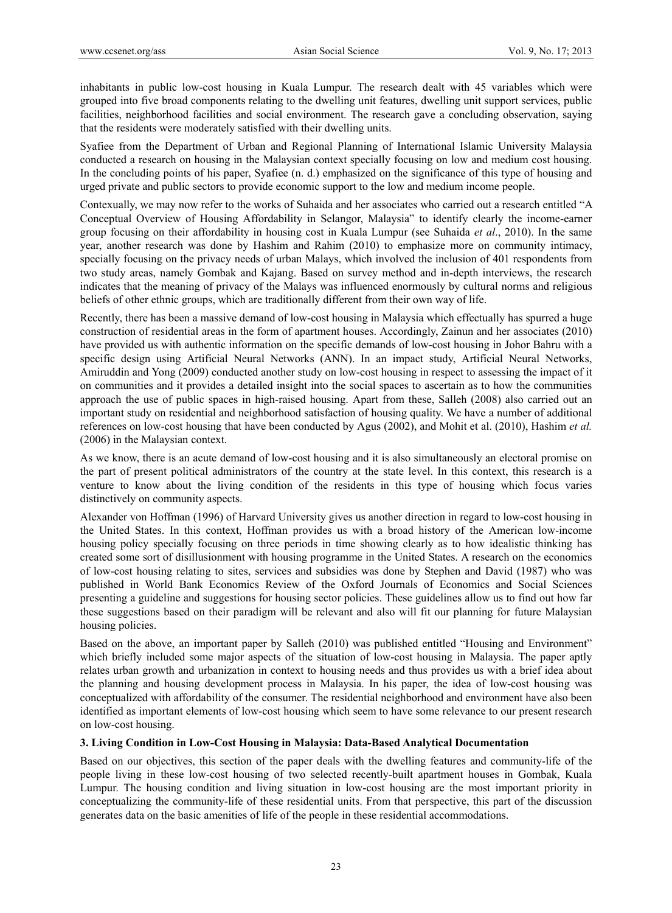inhabitants in public low-cost housing in Kuala Lumpur. The research dealt with 45 variables which were grouped into five broad components relating to the dwelling unit features, dwelling unit support services, public facilities, neighborhood facilities and social environment. The research gave a concluding observation, saying that the residents were moderately satisfied with their dwelling units.

Syafiee from the Department of Urban and Regional Planning of International Islamic University Malaysia conducted a research on housing in the Malaysian context specially focusing on low and medium cost housing. In the concluding points of his paper, Syafiee (n. d.) emphasized on the significance of this type of housing and urged private and public sectors to provide economic support to the low and medium income people.

Contexually, we may now refer to the works of Suhaida and her associates who carried out a research entitled "A Conceptual Overview of Housing Affordability in Selangor, Malaysia" to identify clearly the income-earner group focusing on their affordability in housing cost in Kuala Lumpur (see Suhaida *et al*., 2010). In the same year, another research was done by Hashim and Rahim (2010) to emphasize more on community intimacy, specially focusing on the privacy needs of urban Malays, which involved the inclusion of 401 respondents from two study areas, namely Gombak and Kajang. Based on survey method and in-depth interviews, the research indicates that the meaning of privacy of the Malays was influenced enormously by cultural norms and religious beliefs of other ethnic groups, which are traditionally different from their own way of life.

Recently, there has been a massive demand of low-cost housing in Malaysia which effectually has spurred a huge construction of residential areas in the form of apartment houses. Accordingly, Zainun and her associates (2010) have provided us with authentic information on the specific demands of low-cost housing in Johor Bahru with a specific design using Artificial Neural Networks (ANN). In an impact study, Artificial Neural Networks, Amiruddin and Yong (2009) conducted another study on low-cost housing in respect to assessing the impact of it on communities and it provides a detailed insight into the social spaces to ascertain as to how the communities approach the use of public spaces in high-raised housing. Apart from these, Salleh (2008) also carried out an important study on residential and neighborhood satisfaction of housing quality. We have a number of additional references on low-cost housing that have been conducted by Agus (2002), and Mohit et al. (2010), Hashim *et al.* (2006) in the Malaysian context.

As we know, there is an acute demand of low-cost housing and it is also simultaneously an electoral promise on the part of present political administrators of the country at the state level. In this context, this research is a venture to know about the living condition of the residents in this type of housing which focus varies distinctively on community aspects.

Alexander von Hoffman (1996) of Harvard University gives us another direction in regard to low-cost housing in the United States. In this context, Hoffman provides us with a broad history of the American low-income housing policy specially focusing on three periods in time showing clearly as to how idealistic thinking has created some sort of disillusionment with housing programme in the United States. A research on the economics of low-cost housing relating to sites, services and subsidies was done by Stephen and David (1987) who was published in World Bank Economics Review of the Oxford Journals of Economics and Social Sciences presenting a guideline and suggestions for housing sector policies. These guidelines allow us to find out how far these suggestions based on their paradigm will be relevant and also will fit our planning for future Malaysian housing policies.

Based on the above, an important paper by Salleh (2010) was published entitled "Housing and Environment" which briefly included some major aspects of the situation of low-cost housing in Malaysia. The paper aptly relates urban growth and urbanization in context to housing needs and thus provides us with a brief idea about the planning and housing development process in Malaysia. In his paper, the idea of low-cost housing was conceptualized with affordability of the consumer. The residential neighborhood and environment have also been identified as important elements of low-cost housing which seem to have some relevance to our present research on low-cost housing.

### 3. Living Condition in Low-Cost Housing in Malaysia: Data-Based Analytical Documentation

Based on our objectives, this section of the paper deals with the dwelling features and community-life of the people living in these low-cost housing of two selected recently-built apartment houses in Gombak, Kuala Lumpur. The housing condition and living situation in low-cost housing are the most important priority in conceptualizing the community-life of these residential units. From that perspective, this part of the discussion generates data on the basic amenities of life of the people in these residential accommodations.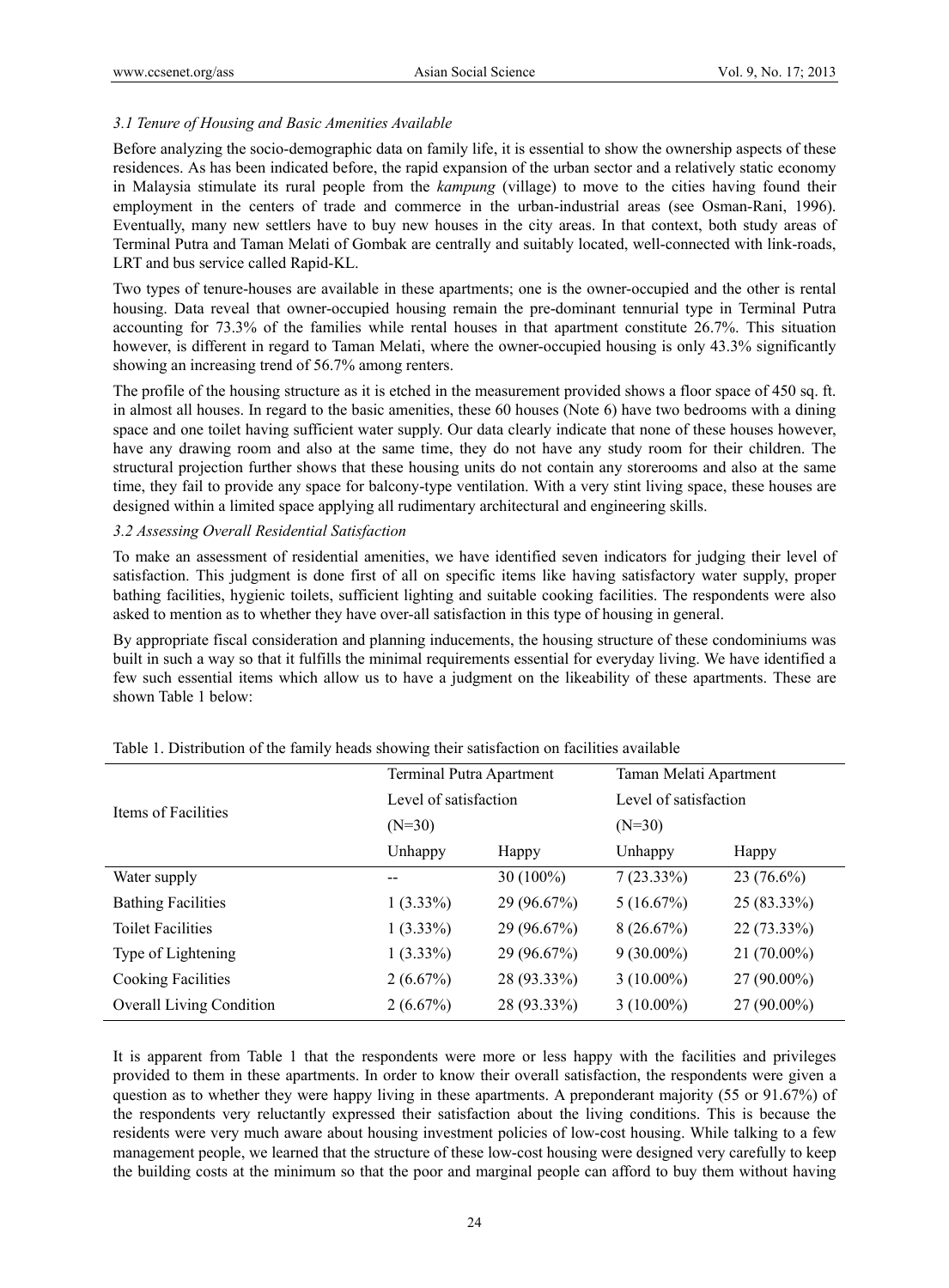### *3.1 Tenure of Housing and Basic Amenities Available*

Before analyzing the socio-demographic data on family life, it is essential to show the ownership aspects of these residences. As has been indicated before, the rapid expansion of the urban sector and a relatively static economy in Malaysia stimulate its rural people from the *kampung* (village) to move to the cities having found their employment in the centers of trade and commerce in the urban-industrial areas (see Osman-Rani, 1996). Eventually, many new settlers have to buy new houses in the city areas. In that context, both study areas of Terminal Putra and Taman Melati of Gombak are centrally and suitably located, well-connected with link-roads, LRT and bus service called Rapid-KL.

Two types of tenure-houses are available in these apartments; one is the owner-occupied and the other is rental housing. Data reveal that owner-occupied housing remain the pre-dominant tennurial type in Terminal Putra accounting for 73.3% of the families while rental houses in that apartment constitute 26.7%. This situation however, is different in regard to Taman Melati, where the owner-occupied housing is only 43.3% significantly showing an increasing trend of 56.7% among renters.

The profile of the housing structure as it is etched in the measurement provided shows a floor space of 450 sq. ft. in almost all houses. In regard to the basic amenities, these 60 houses (Note 6) have two bedrooms with a dining space and one toilet having sufficient water supply. Our data clearly indicate that none of these houses however, have any drawing room and also at the same time, they do not have any study room for their children. The structural projection further shows that these housing units do not contain any storerooms and also at the same time, they fail to provide any space for balcony-type ventilation. With a very stint living space, these houses are designed within a limited space applying all rudimentary architectural and engineering skills.

### *3.2 Assessing Overall Residential Satisfaction*

To make an assessment of residential amenities, we have identified seven indicators for judging their level of satisfaction. This judgment is done first of all on specific items like having satisfactory water supply, proper bathing facilities, hygienic toilets, sufficient lighting and suitable cooking facilities. The respondents were also asked to mention as to whether they have over-all satisfaction in this type of housing in general.

By appropriate fiscal consideration and planning inducements, the housing structure of these condominiums was built in such a way so that it fulfills the minimal requirements essential for everyday living. We have identified a few such essential items which allow us to have a judgment on the likeability of these apartments. These are shown Table 1 below:

Table 1. Distribution of the family heads showing their satisfaction on facilities available

| Items of Facilities | Terminal Putra Apartment Level of satisfaction (N=30) | | Taman Melati Apartment Level of satisfaction (N=30) | |
|---|---|---|---|---|
| | Unhappy | Happy | Unhappy | Happy |
| Water supply | -- | 30 (100%) | 7 (23.33%) | 23 (76.6%) |
| Bathing Facilities | 1 (3.33%) | 29 (96.67%) | 5 (16.67%) | 25 (83.33%) |
| Toilet Facilities | 1 (3.33%) | 29 (96.67%) | 8 (26.67%) | 22 (73.33%) |
| Type of Lightening | 1 (3.33%) | 29 (96.67%) | 9 (30.00%) | 21 (70.00%) |
| Cooking Facilities | 2 (6.67%) | 28 (93.33%) | 3 (10.00%) | 27 (90.00%) |
| Overall Living Condition | 2 (6.67%) | 28 (93.33%) | 3 (10.00%) | 27 (90.00%) |

It is apparent from Table 1 that the respondents were more or less happy with the facilities and privileges provided to them in these apartments. In order to know their overall satisfaction, the respondents were given a question as to whether they were happy living in these apartments. A preponderant majority (55 or 91.67%) of the respondents very reluctantly expressed their satisfaction about the living conditions. This is because the residents were very much aware about housing investment policies of low-cost housing. While talking to a few management people, we learned that the structure of these low-cost housing were designed very carefully to keep the building costs at the minimum so that the poor and marginal people can afford to buy them without having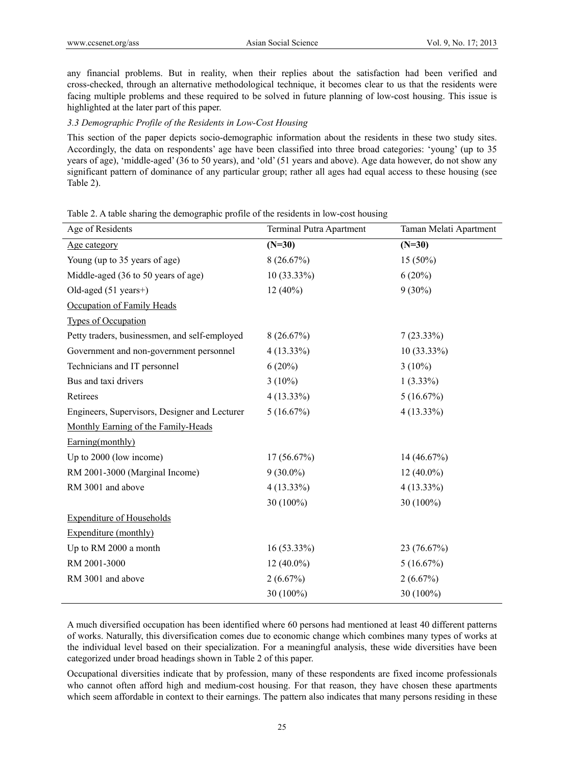any financial problems. But in reality, when their replies about the satisfaction had been verified and cross-checked, through an alternative methodological technique, it becomes clear to us that the residents were facing multiple problems and these required to be solved in future planning of low-cost housing. This issue is highlighted at the later part of this paper.

### *3.3 Demographic Profile of the Residents in Low-Cost Housing*

This section of the paper depicts socio-demographic information about the residents in these two study sites. Accordingly, the data on respondents' age have been classified into three broad categories: 'young' (up to 35 years of age), 'middle-aged' (36 to 50 years), and 'old' (51 years and above). Age data however, do not show any significant pattern of dominance of any particular group; rather all ages had equal access to these housing (see Table 2).

Table 2. A table sharing the demographic profile of the residents in low-cost housing

| Age of Residents | Terminal Putra Apartment | Taman Melati Apartment |
|---|---|---|
| Age category | **(N=30)** | **(N=30)** |
| Young (up to 35 years of age) | 8 (26.67%) | 15 (50%) |
| Middle-aged (36 to 50 years of age) | 10 (33.33%) | 6 (20%) |
| Old-aged (51 years+) | 12 (40%) | 9 (30%) |
| Occupation of Family Heads | | |
| Types of Occupation | | |
| Petty traders, businessmen, and self-employed | 8 (26.67%) | 7 (23.33%) |
| Government and non-government personnel | 4 (13.33%) | 10 (33.33%) |
| Technicians and IT personnel | 6 (20%) | 3 (10%) |
| Bus and taxi drivers | 3 (10%) | 1 (3.33%) |
| Retirees | 4 (13.33%) | 5 (16.67%) |
| Engineers, Supervisors, Designer and Lecturer | 5 (16.67%) | 4 (13.33%) |
| Monthly Earning of the Family-Heads | | |
| Earning(monthly) | | |
| Up to 2000 (low income) | 17 (56.67%) | 14 (46.67%) |
| RM 2001-3000 (Marginal Income) | 9 (30.0%) | 12 (40.0%) |
| RM 3001 and above | 4 (13.33%) | 4 (13.33%) |
| | 30 (100%) | 30 (100%) |
| Expenditure of Households | | |
| Expenditure (monthly) | | |
| Up to RM 2000 a month | 16 (53.33%) | 23 (76.67%) |
| RM 2001-3000 | 12 (40.0%) | 5 (16.67%) |
| RM 3001 and above | 2 (6.67%) | 2 (6.67%) |
| | 30 (100%) | 30 (100%) |

A much diversified occupation has been identified where 60 persons had mentioned at least 40 different patterns of works. Naturally, this diversification comes due to economic change which combines many types of works at the individual level based on their specialization. For a meaningful analysis, these wide diversities have been categorized under broad headings shown in Table 2 of this paper.

Occupational diversities indicate that by profession, many of these respondents are fixed income professionals who cannot often afford high and medium-cost housing. For that reason, they have chosen these apartments which seem affordable in context to their earnings. The pattern also indicates that many persons residing in these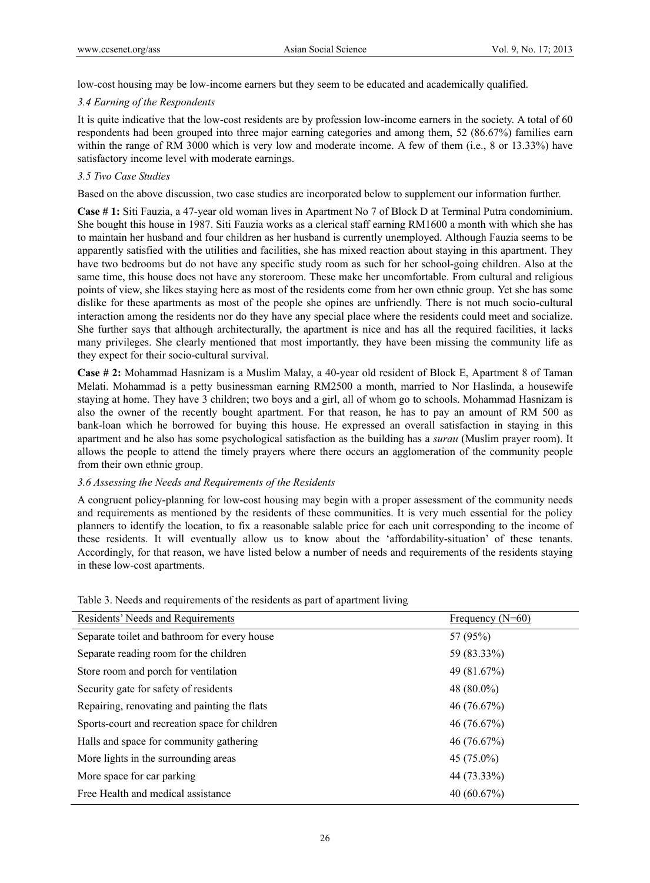low-cost housing may be low-income earners but they seem to be educated and academically qualified.

### *3.4 Earning of the Respondents*

It is quite indicative that the low-cost residents are by profession low-income earners in the society. A total of 60 respondents had been grouped into three major earning categories and among them, 52 (86.67%) families earn within the range of RM 3000 which is very low and moderate income. A few of them (i.e., 8 or 13.33%) have satisfactory income level with moderate earnings.

### *3.5 Two Case Studies*

Based on the above discussion, two case studies are incorporated below to supplement our information further.

**Case # 1:** Siti Fauzia, a 47-year old woman lives in Apartment No 7 of Block D at Terminal Putra condominium. She bought this house in 1987. Siti Fauzia works as a clerical staff earning RM1600 a month with which she has to maintain her husband and four children as her husband is currently unemployed. Although Fauzia seems to be apparently satisfied with the utilities and facilities, she has mixed reaction about staying in this apartment. They have two bedrooms but do not have any specific study room as such for her school-going children. Also at the same time, this house does not have any storeroom. These make her uncomfortable. From cultural and religious points of view, she likes staying here as most of the residents come from her own ethnic group. Yet she has some dislike for these apartments as most of the people she opines are unfriendly. There is not much socio-cultural interaction among the residents nor do they have any special place where the residents could meet and socialize. She further says that although architecturally, the apartment is nice and has all the required facilities, it lacks many privileges. She clearly mentioned that most importantly, they have been missing the community life as they expect for their socio-cultural survival.

**Case # 2:** Mohammad Hasnizam is a Muslim Malay, a 40-year old resident of Block E, Apartment 8 of Taman Melati. Mohammad is a petty businessman earning RM2500 a month, married to Nor Haslinda, a housewife staying at home. They have 3 children; two boys and a girl, all of whom go to schools. Mohammad Hasnizam is also the owner of the recently bought apartment. For that reason, he has to pay an amount of RM 500 as bank-loan which he borrowed for buying this house. He expressed an overall satisfaction in staying in this apartment and he also has some psychological satisfaction as the building has a *surau* (Muslim prayer room). It allows the people to attend the timely prayers where there occurs an agglomeration of the community people from their own ethnic group.

### *3.6 Assessing the Needs and Requirements of the Residents*

A congruent policy-planning for low-cost housing may begin with a proper assessment of the community needs and requirements as mentioned by the residents of these communities. It is very much essential for the policy planners to identify the location, to fix a reasonable salable price for each unit corresponding to the income of these residents. It will eventually allow us to know about the 'affordability-situation' of these tenants. Accordingly, for that reason, we have listed below a number of needs and requirements of the residents staying in these low-cost apartments.

Table 3. Needs and requirements of the residents as part of apartment living

| Residents' Needs and Requirements | Frequency (N=60) |
|---|---|
| Separate toilet and bathroom for every house | 57 (95%) |
| Separate reading room for the children | 59 (83.33%) |
| Store room and porch for ventilation | 49 (81.67%) |
| Security gate for safety of residents | 48 (80.0%) |
| Repairing, renovating and painting the flats | 46 (76.67%) |
| Sports-court and recreation space for children | 46 (76.67%) |
| Halls and space for community gathering | 46 (76.67%) |
| More lights in the surrounding areas | 45 (75.0%) |
| More space for car parking | 44 (73.33%) |
| Free Health and medical assistance | 40 (60.67%) |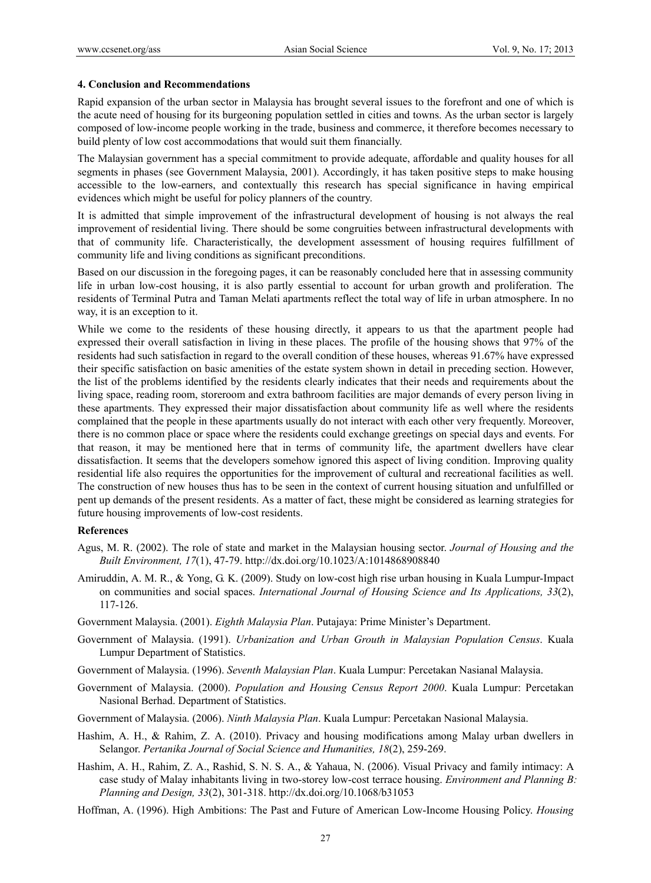## 4. Conclusion and Recommendations

Rapid expansion of the urban sector in Malaysia has brought several issues to the forefront and one of which is the acute need of housing for its burgeoning population settled in cities and towns. As the urban sector is largely composed of low-income people working in the trade, business and commerce, it therefore becomes necessary to build plenty of low cost accommodations that would suit them financially.

The Malaysian government has a special commitment to provide adequate, affordable and quality houses for all segments in phases (see Government Malaysia, 2001). Accordingly, it has taken positive steps to make housing accessible to the low-earners, and contextually this research has special significance in having empirical evidences which might be useful for policy planners of the country.

It is admitted that simple improvement of the infrastructural development of housing is not always the real improvement of residential living. There should be some congruities between infrastructural developments with that of community life. Characteristically, the development assessment of housing requires fulfillment of community life and living conditions as significant preconditions.

Based on our discussion in the foregoing pages, it can be reasonably concluded here that in assessing community life in urban low-cost housing, it is also partly essential to account for urban growth and proliferation. The residents of Terminal Putra and Taman Melati apartments reflect the total way of life in urban atmosphere. In no way, it is an exception to it.

While we come to the residents of these housing directly, it appears to us that the apartment people had expressed their overall satisfaction in living in these places. The profile of the housing shows that 97% of the residents had such satisfaction in regard to the overall condition of these houses, whereas 91.67% have expressed their specific satisfaction on basic amenities of the estate system shown in detail in preceding section. However, the list of the problems identified by the residents clearly indicates that their needs and requirements about the living space, reading room, storeroom and extra bathroom facilities are major demands of every person living in these apartments. They expressed their major dissatisfaction about community life as well where the residents complained that the people in these apartments usually do not interact with each other very frequently. Moreover, there is no common place or space where the residents could exchange greetings on special days and events. For that reason, it may be mentioned here that in terms of community life, the apartment dwellers have clear dissatisfaction. It seems that the developers somehow ignored this aspect of living condition. Improving quality residential life also requires the opportunities for the improvement of cultural and recreational facilities as well. The construction of new houses thus has to be seen in the context of current housing situation and unfulfilled or pent up demands of the present residents. As a matter of fact, these might be considered as learning strategies for future housing improvements of low-cost residents.

## References

Agus, M. R. (2002). The role of state and market in the Malaysian housing sector. *Journal of Housing and the Built Environment, 17*(1), 47-79. http://dx.doi.org/10.1023/A:1014868908840

Amiruddin, A. M. R., & Yong, G. K. (2009). Study on low-cost high rise urban housing in Kuala Lumpur-Impact on communities and social spaces. *International Journal of Housing Science and Its Applications, 33*(2), 117-126.

Government Malaysia. (2001). *Eighth Malaysia Plan*. Putajaya: Prime Minister's Department.

Government of Malaysia. (1991). *Urbanization and Urban Grouth in Malaysian Population Census*. Kuala Lumpur Department of Statistics.

Government of Malaysia. (1996). *Seventh Malaysian Plan*. Kuala Lumpur: Percetakan Nasianal Malaysia.

Government of Malaysia. (2000). *Population and Housing Census Report 2000*. Kuala Lumpur: Percetakan Nasional Berhad. Department of Statistics.

Government of Malaysia. (2006). *Ninth Malaysia Plan*. Kuala Lumpur: Percetakan Nasional Malaysia.

Hashim, A. H., & Rahim, Z. A. (2010). Privacy and housing modifications among Malay urban dwellers in Selangor. *Pertanika Journal of Social Science and Humanities, 18*(2), 259-269.

Hashim, A. H., Rahim, Z. A., Rashid, S. N. S. A., & Yahaua, N. (2006). Visual Privacy and family intimacy: A case study of Malay inhabitants living in two-storey low-cost terrace housing. *Environment and Planning B: Planning and Design, 33*(2), 301-318. http://dx.doi.org/10.1068/b31053

Hoffman, A. (1996). High Ambitions: The Past and Future of American Low-Income Housing Policy. *Housing*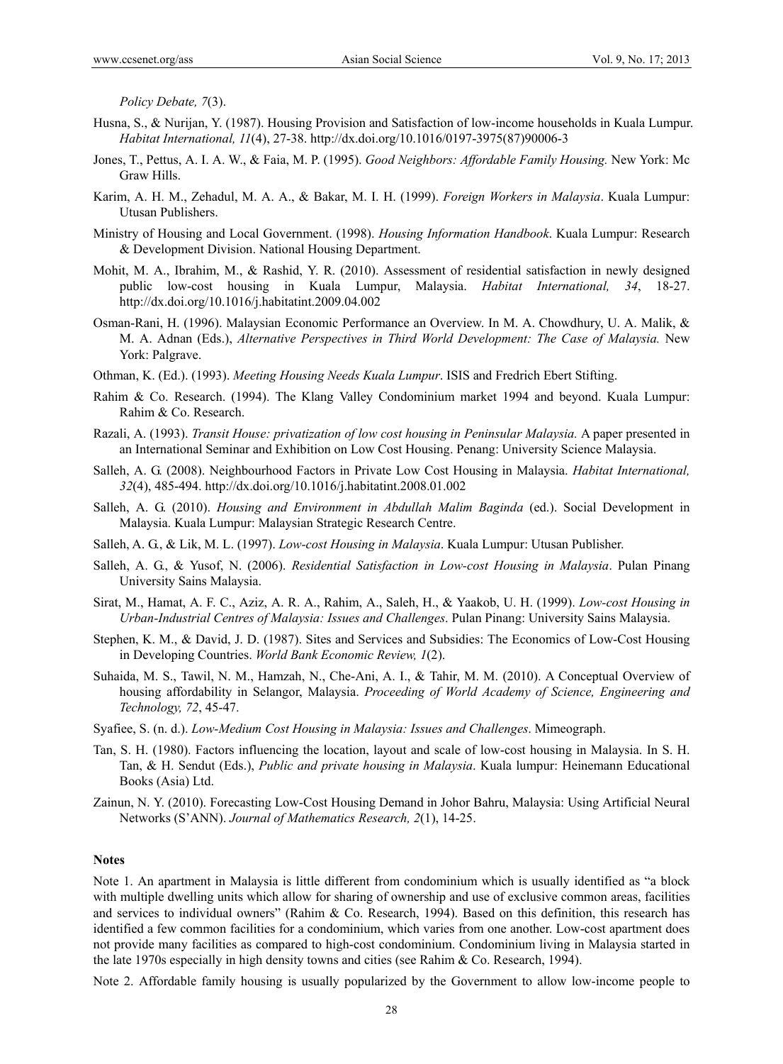*Policy Debate, 7*(3).

Husna, S., & Nurijan, Y. (1987). Housing Provision and Satisfaction of low-income households in Kuala Lumpur. *Habitat International, 11*(4), 27-38. http://dx.doi.org/10.1016/0197-3975(87)90006-3

Jones, T., Pettus, A. I. A. W., & Faia, M. P. (1995). *Good Neighbors: Affordable Family Housing.* New York: Mc Graw Hills.

Karim, A. H. M., Zehadul, M. A. A., & Bakar, M. I. H. (1999). *Foreign Workers in Malaysia*. Kuala Lumpur: Utusan Publishers.

Ministry of Housing and Local Government. (1998). *Housing Information Handbook*. Kuala Lumpur: Research & Development Division. National Housing Department.

Mohit, M. A., Ibrahim, M., & Rashid, Y. R. (2010). Assessment of residential satisfaction in newly designed public low-cost housing in Kuala Lumpur, Malaysia. *Habitat International, 34*, 18-27. http://dx.doi.org/10.1016/j.habitatint.2009.04.002

Osman-Rani, H. (1996). Malaysian Economic Performance an Overview. In M. A. Chowdhury, U. A. Malik, & M. A. Adnan (Eds.), *Alternative Perspectives in Third World Development: The Case of Malaysia.* New York: Palgrave.

Othman, K. (Ed.). (1993). *Meeting Housing Needs Kuala Lumpur*. ISIS and Fredrich Ebert Stifting.

Rahim & Co. Research. (1994). The Klang Valley Condominium market 1994 and beyond. Kuala Lumpur: Rahim & Co. Research.

Razali, A. (1993). *Transit House: privatization of low cost housing in Peninsular Malaysia.* A paper presented in an International Seminar and Exhibition on Low Cost Housing. Penang: University Science Malaysia.

Salleh, A. G. (2008). Neighbourhood Factors in Private Low Cost Housing in Malaysia. *Habitat International, 32*(4), 485-494. http://dx.doi.org/10.1016/j.habitatint.2008.01.002

Salleh, A. G. (2010). *Housing and Environment in Abdullah Malim Baginda* (ed.). Social Development in Malaysia. Kuala Lumpur: Malaysian Strategic Research Centre.

Salleh, A. G., & Lik, M. L. (1997). *Low-cost Housing in Malaysia*. Kuala Lumpur: Utusan Publisher.

Salleh, A. G., & Yusof, N. (2006). *Residential Satisfaction in Low-cost Housing in Malaysia*. Pulan Pinang University Sains Malaysia.

Sirat, M., Hamat, A. F. C., Aziz, A. R. A., Rahim, A., Saleh, H., & Yaakob, U. H. (1999). *Low-cost Housing in Urban-Industrial Centres of Malaysia: Issues and Challenges*. Pulan Pinang: University Sains Malaysia.

Stephen, K. M., & David, J. D. (1987). Sites and Services and Subsidies: The Economics of Low-Cost Housing in Developing Countries. *World Bank Economic Review, 1*(2).

Suhaida, M. S., Tawil, N. M., Hamzah, N., Che-Ani, A. I., & Tahir, M. M. (2010). A Conceptual Overview of housing affordability in Selangor, Malaysia. *Proceeding of World Academy of Science, Engineering and Technology, 72*, 45-47.

Syafiee, S. (n. d.). *Low-Medium Cost Housing in Malaysia: Issues and Challenges*. Mimeograph.

Tan, S. H. (1980). Factors influencing the location, layout and scale of low-cost housing in Malaysia. In S. H. Tan, & H. Sendut (Eds.), *Public and private housing in Malaysia*. Kuala lumpur: Heinemann Educational Books (Asia) Ltd.

Zainun, N. Y. (2010). Forecasting Low-Cost Housing Demand in Johor Bahru, Malaysia: Using Artificial Neural Networks (S'ANN). *Journal of Mathematics Research, 2*(1), 14-25.

**Notes**

Note 1. An apartment in Malaysia is little different from condominium which is usually identified as "a block with multiple dwelling units which allow for sharing of ownership and use of exclusive common areas, facilities and services to individual owners" (Rahim & Co. Research, 1994). Based on this definition, this research has identified a few common facilities for a condominium, which varies from one another. Low-cost apartment does not provide many facilities as compared to high-cost condominium. Condominium living in Malaysia started in the late 1970s especially in high density towns and cities (see Rahim & Co. Research, 1994).

Note 2. Affordable family housing is usually popularized by the Government to allow low-income people to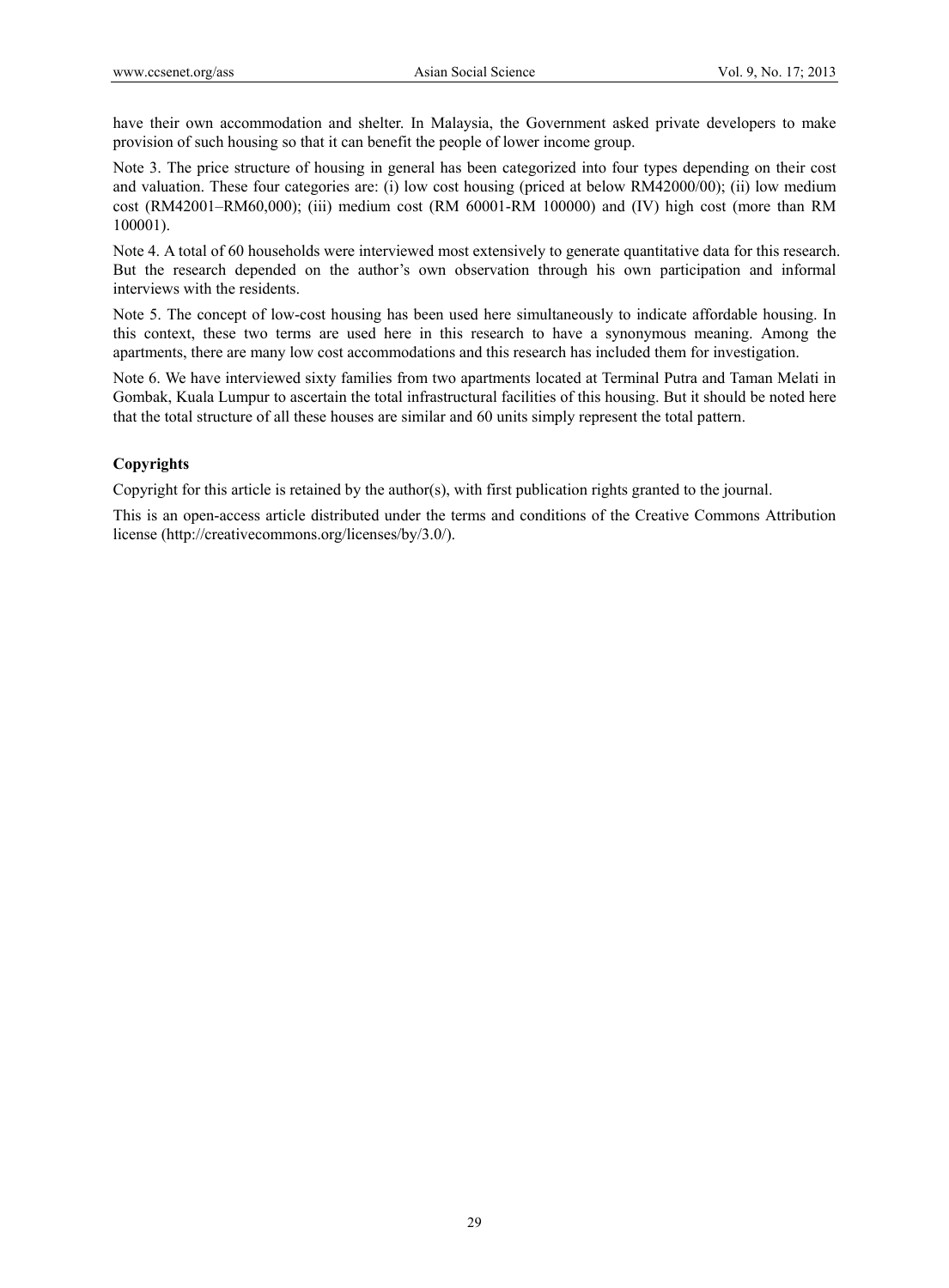have their own accommodation and shelter. In Malaysia, the Government asked private developers to make provision of such housing so that it can benefit the people of lower income group.

Note 3. The price structure of housing in general has been categorized into four types depending on their cost and valuation. These four categories are: (i) low cost housing (priced at below RM42000/00); (ii) low medium cost (RM42001–RM60,000); (iii) medium cost (RM 60001-RM 100000) and (IV) high cost (more than RM 100001).

Note 4. A total of 60 households were interviewed most extensively to generate quantitative data for this research. But the research depended on the author's own observation through his own participation and informal interviews with the residents.

Note 5. The concept of low-cost housing has been used here simultaneously to indicate affordable housing. In this context, these two terms are used here in this research to have a synonymous meaning. Among the apartments, there are many low cost accommodations and this research has included them for investigation.

Note 6. We have interviewed sixty families from two apartments located at Terminal Putra and Taman Melati in Gombak, Kuala Lumpur to ascertain the total infrastructural facilities of this housing. But it should be noted here that the total structure of all these houses are similar and 60 units simply represent the total pattern.

### Copyrights

Copyright for this article is retained by the author(s), with first publication rights granted to the journal.

This is an open-access article distributed under the terms and conditions of the Creative Commons Attribution license (http://creativecommons.org/licenses/by/3.0/).